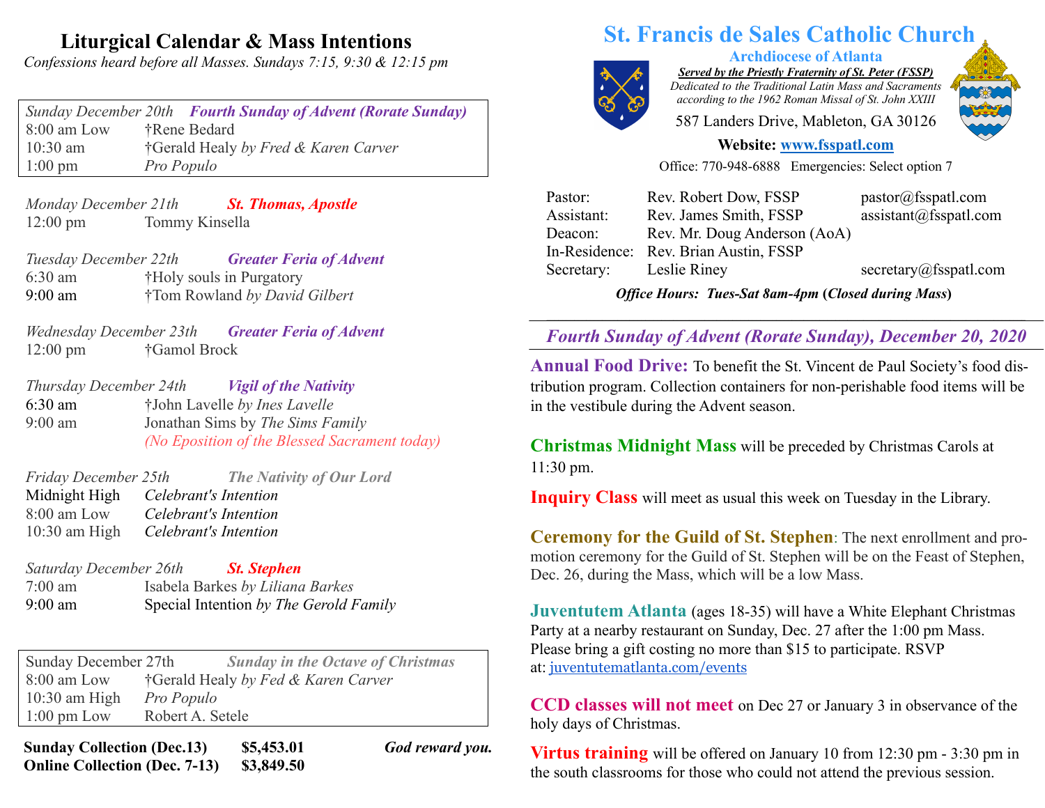## Liturgical Calendar & Mass Intentions

*Confessions heard before all Masses. Sundays 7:15, 9:30 & 12:15 pm*

*Sunday December 20th* ***Fourth Sunday of Advent (Rorate Sunday)***

| | |
|---|---|
| 8:00 am Low | †Rene Bedard |
| 10:30 am | †Gerald Healy *by Fred & Karen Carver* |
| 1:00 pm | *Pro Populo* |

*Monday December 21st* ***St. Thomas, Apostle***

| | |
|---|---|
| 12:00 pm | Tommy Kinsella |

*Tuesday December 22th* ***Greater Feria of Advent***

| | |
|---|---|
| 6:30 am | †Holy souls in Purgatory |
| 9:00 am | †Tom Rowland *by David Gilbert* |

*Wednesday December 23th* ***Greater Feria of Advent***

| | |
|---|---|
| 12:00 pm | †Gamol Brock |

*Thursday December 24th* ***Vigil of the Nativity***

| | |
|---|---|
| 6:30 am | †John Lavelle *by Ines Lavelle* |
| 9:00 am | Jonathan Sims by *The Sims Family* |
| | *(No Eposition of the Blessed Sacrament today)* |

*Friday December 25th* ***The Nativity of Our Lord***

| | |
|---|---|
| Midnight High | *Celebrant's Intention* |
| 8:00 am Low | *Celebrant's Intention* |
| 10:30 am High | *Celebrant's Intention* |

*Saturday December 26th* ***St. Stephen***

| | |
|---|---|
| 7:00 am | Isabela Barkes *by Liliana Barkes* |
| 9:00 am | Special Intention *by The Gerold Family* |

Sunday December 27th ***Sunday in the Octave of Christmas***

| | |
|---|---|
| 8:00 am Low | †Gerald Healy *by Fed & Karen Carver* |
| 10:30 am High | *Pro Populo* |
| 1:00 pm Low | Robert A. Setele |

| | | |
|---|---|---|
| **Sunday Collection (Dec.13)** | **$5,453.01** | ***God reward you.*** |
| **Online Collection (Dec. 7-13)** | **$3,849.50** | |

# St. Francis de Sales Catholic Church

**Archdiocese of Atlanta**

***Served by the Priestly Fraternity of St. Peter (FSSP)***

*Dedicated to the Traditional Latin Mass and Sacraments according to the 1962 Roman Missal of St. John XXIII*

587 Landers Drive, Mableton, GA 30126

**Website: www.fsspatl.com**

Office: 770-948-6888 Emergencies: Select option 7

| | | |
|---|---|---|
| Pastor: | Rev. Robert Dow, FSSP | pastor@fsspatl.com |
| Assistant: | Rev. James Smith, FSSP | assistant@fsspatl.com |
| Deacon: | Rev. Mr. Doug Anderson (AoA) | |
| In-Residence: | Rev. Brian Austin, FSSP | |
| Secretary: | Leslie Riney | secretary@fsspatl.com |

***Office Hours: Tues-Sat 8am-4pm (Closed during Mass)***

## *Fourth Sunday of Advent (Rorate Sunday), December 20, 2020*

**Annual Food Drive:** To benefit the St. Vincent de Paul Society's food distribution program. Collection containers for non-perishable food items will be in the vestibule during the Advent season.

**Christmas Midnight Mass** will be preceded by Christmas Carols at 11:30 pm.

**Inquiry Class** will meet as usual this week on Tuesday in the Library.

**Ceremony for the Guild of St. Stephen**: The next enrollment and promotion ceremony for the Guild of St. Stephen will be on the Feast of Stephen, Dec. 26, during the Mass, which will be a low Mass.

**Juventutem Atlanta** (ages 18-35) will have a White Elephant Christmas Party at a nearby restaurant on Sunday, Dec. 27 after the 1:00 pm Mass. Please bring a gift costing no more than $15 to participate. RSVP at: juventutematlanta.com/events

**CCD classes will not meet** on Dec 27 or January 3 in observance of the holy days of Christmas.

**Virtus training** will be offered on January 10 from 12:30 pm - 3:30 pm in the south classrooms for those who could not attend the previous session.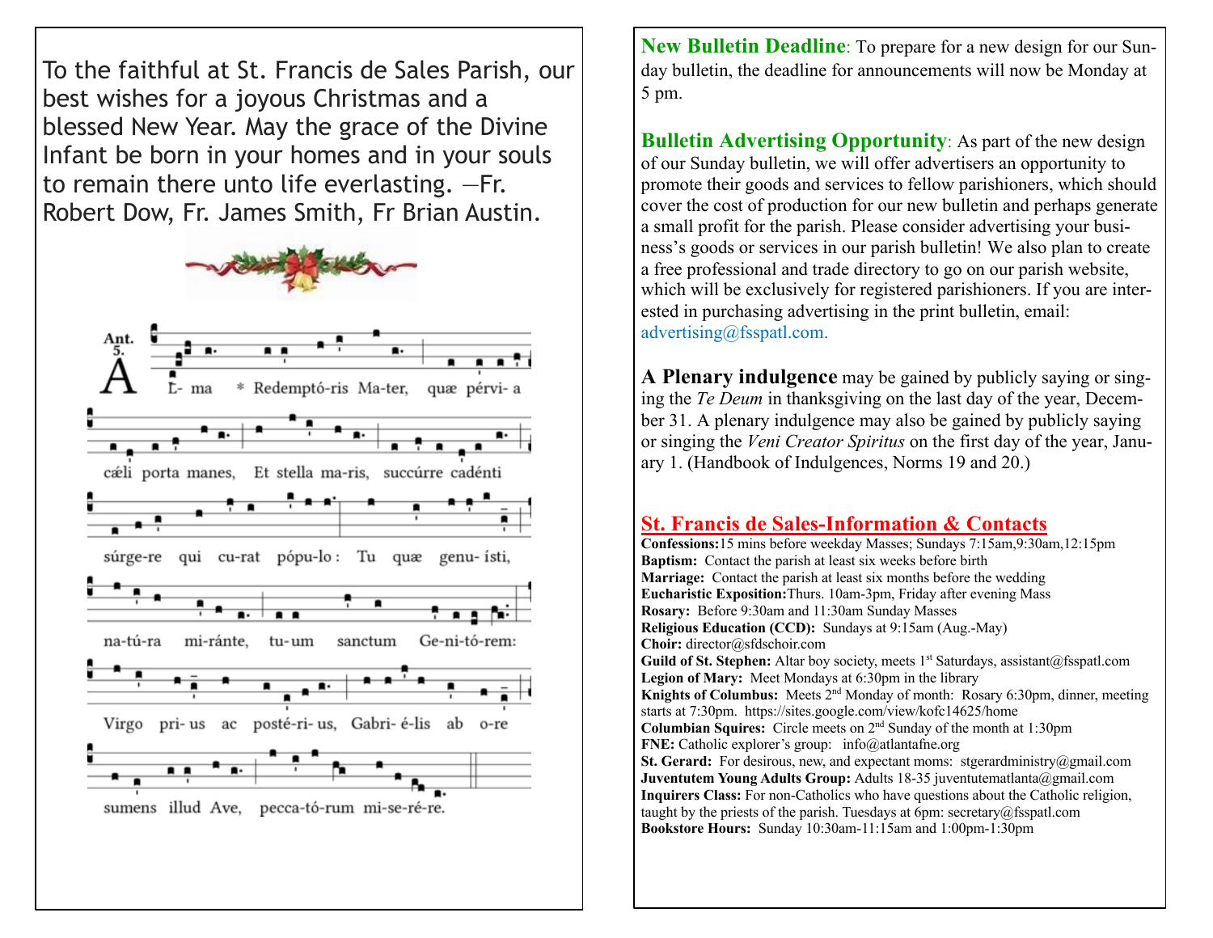To the faithful at St. Francis de Sales Parish, our best wishes for a joyous Christmas and a blessed New Year. May the grace of the Divine Infant be born in your homes and in your souls to remain there unto life everlasting. —Fr. Robert Dow, Fr. James Smith, Fr Brian Austin.

Ant. 5.

Alma * Redemptóris Mater, quæ pérvia cǽli porta manes, Et stella maris, succúrre cadénti súrgere qui curat pópulo: Tu quæ genuísti, natúra miránte, tuum sanctum Genitórem: Virgo prius ac postérius, Gabriélis ab ore sumens illud Ave, peccatórum miserére.

**New Bulletin Deadline**: To prepare for a new design for our Sunday bulletin, the deadline for announcements will now be Monday at 5 pm.

**Bulletin Advertising Opportunity**: As part of the new design of our Sunday bulletin, we will offer advertisers an opportunity to promote their goods and services to fellow parishioners, which should cover the cost of production for our new bulletin and perhaps generate a small profit for the parish. Please consider advertising your business's goods or services in our parish bulletin! We also plan to create a free professional and trade directory to go on our parish website, which will be exclusively for registered parishioners. If you are interested in purchasing advertising in the print bulletin, email: advertising@fsspatl.com.

**A Plenary indulgence** may be gained by publicly saying or singing the *Te Deum* in thanksgiving on the last day of the year, December 31. A plenary indulgence may also be gained by publicly saying or singing the *Veni Creator Spiritus* on the first day of the year, January 1. (Handbook of Indulgences, Norms 19 and 20.)

## St. Francis de Sales-Information & Contacts

**Confessions:** 15 mins before weekday Masses; Sundays 7:15am, 9:30am, 12:15pm
**Baptism:** Contact the parish at least six weeks before birth
**Marriage:** Contact the parish at least six months before the wedding
**Eucharistic Exposition:** Thurs. 10am-3pm, Friday after evening Mass
**Rosary:** Before 9:30am and 11:30am Sunday Masses
**Religious Education (CCD):** Sundays at 9:15am (Aug.-May)
**Choir:** director@sfdschoir.com
**Guild of St. Stephen:** Altar boy society, meets 1st Saturdays, assistant@fsspatl.com
**Legion of Mary:** Meet Mondays at 6:30pm in the library
**Knights of Columbus:** Meets 2nd Monday of month: Rosary 6:30pm, dinner, meeting starts at 7:30pm. https://sites.google.com/view/kofc14625/home
**Columbian Squires:** Circle meets on 2nd Sunday of the month at 1:30pm
**FNE:** Catholic explorer's group: info@atlantafne.org
**St. Gerard:** For desirous, new, and expectant moms: stgerardministry@gmail.com
**Juventutem Young Adults Group:** Adults 18-35 juventutematlanta@gmail.com
**Inquirers Class:** For non-Catholics who have questions about the Catholic religion, taught by the priests of the parish. Tuesdays at 6pm: secretary@fsspatl.com
**Bookstore Hours:** Sunday 10:30am-11:15am and 1:00pm-1:30pm